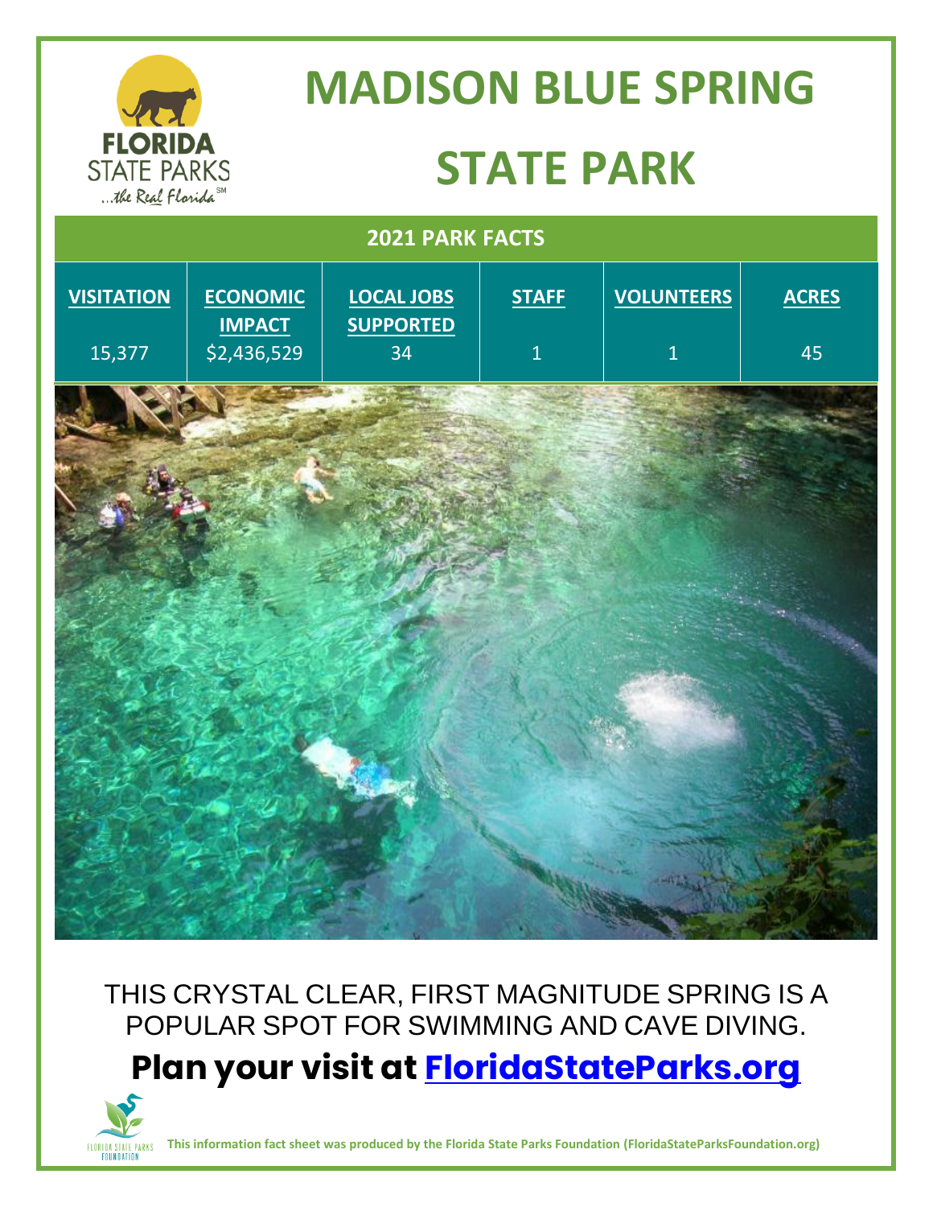# MADISON BLUE SPRING STATE PARK

| 2021 PARK FACTS | | | | | |
|---|---|---|---|---|---|
| **VISITATION** | **ECONOMIC IMPACT** | **LOCAL JOBS SUPPORTED** | **STAFF** | **VOLUNTEERS** | **ACRES** |
| 15,377 | $2,436,529 | 34 | 1 | 1 | 45 |

THIS CRYSTAL CLEAR, FIRST MAGNITUDE SPRING IS A POPULAR SPOT FOR SWIMMING AND CAVE DIVING.

## Plan your visit at [FloridaStateParks.org](https://FloridaStateParks.org)

**This information fact sheet was produced by the Florida State Parks Foundation (FloridaStateParksFoundation.org)**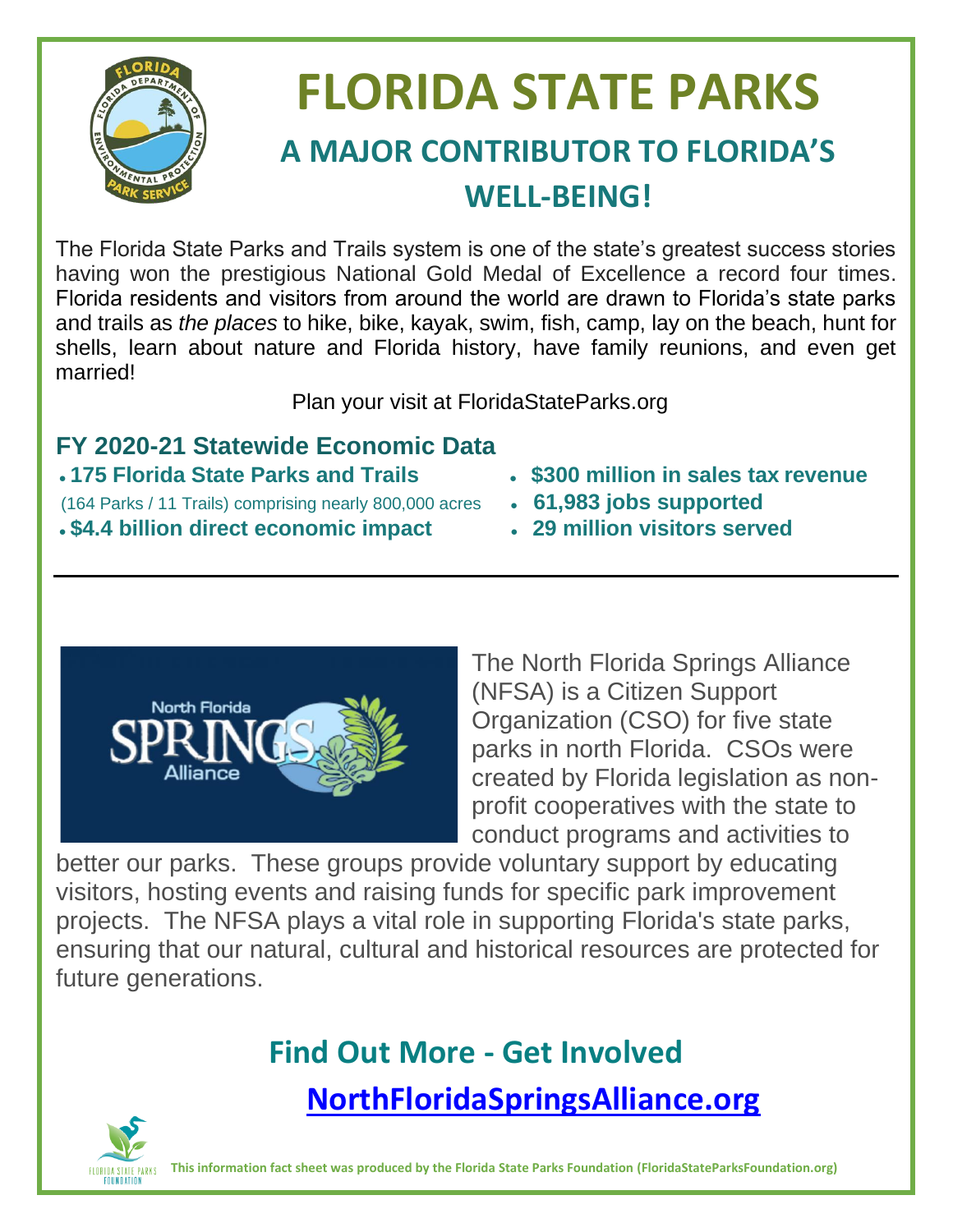# FLORIDA STATE PARKS

## A MAJOR CONTRIBUTOR TO FLORIDA'S WELL-BEING!

The Florida State Parks and Trails system is one of the state's greatest success stories having won the prestigious National Gold Medal of Excellence a record four times. Florida residents and visitors from around the world are drawn to Florida's state parks and trails as *the places* to hike, bike, kayak, swim, fish, camp, lay on the beach, hunt for shells, learn about nature and Florida history, have family reunions, and even get married!

Plan your visit at FloridaStateParks.org

### FY 2020-21 Statewide Economic Data

- **175 Florida State Parks and Trails**
  (164 Parks / 11 Trails) comprising nearly 800,000 acres
- **$4.4 billion direct economic impact**
- **$300 million in sales tax revenue**
- **61,983 jobs supported**
- **29 million visitors served**

---

The North Florida Springs Alliance (NFSA) is a Citizen Support Organization (CSO) for five state parks in north Florida. CSOs were created by Florida legislation as non-profit cooperatives with the state to conduct programs and activities to better our parks. These groups provide voluntary support by educating visitors, hosting events and raising funds for specific park improvement projects. The NFSA plays a vital role in supporting Florida's state parks, ensuring that our natural, cultural and historical resources are protected for future generations.

## Find Out More - Get Involved

## NorthFloridaSpringsAlliance.org

**This information fact sheet was produced by the Florida State Parks Foundation (FloridaStateParksFoundation.org)**